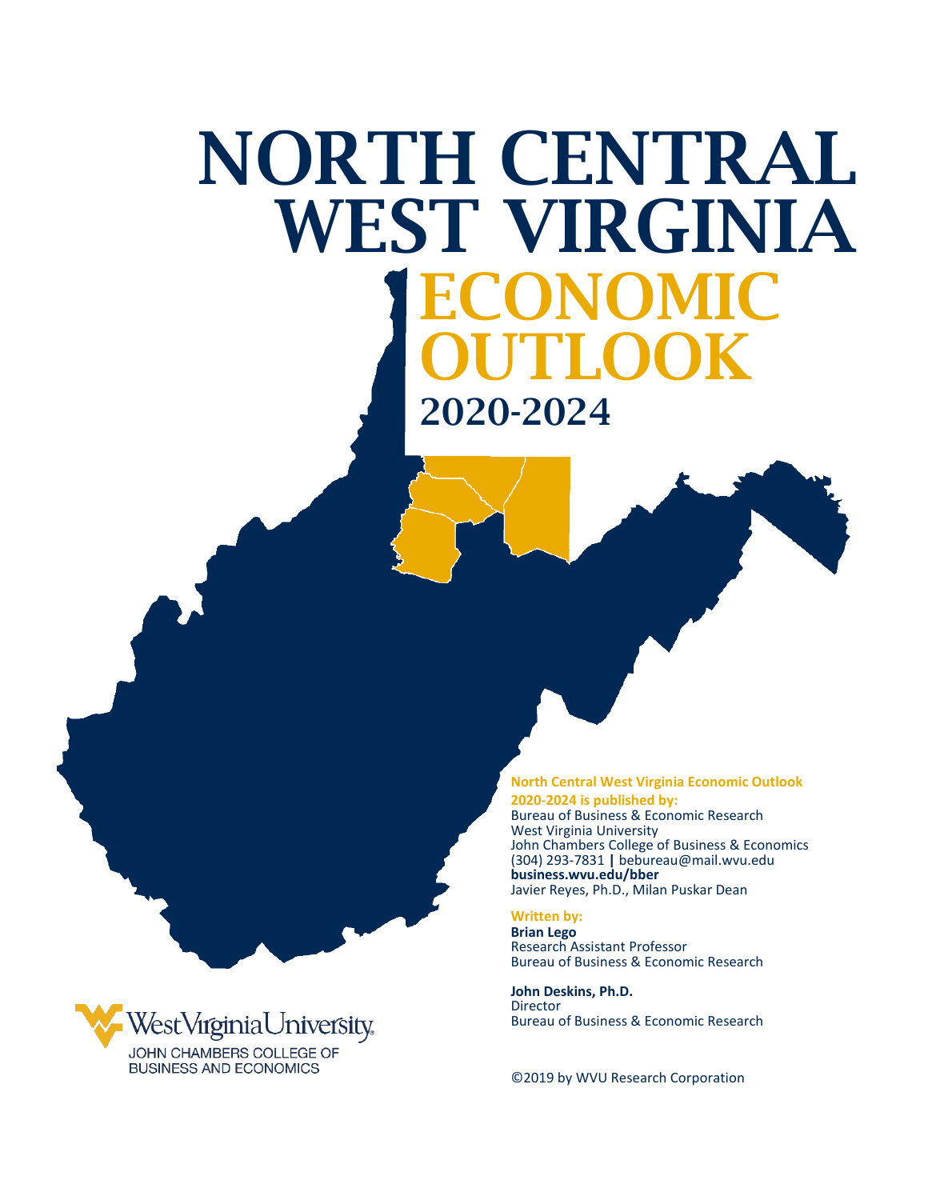# NORTH CENTRAL WEST VIRGINIA

# ECONOMIC OUTLOOK

## 2020-2024

**North Central West Virginia Economic Outlook 2020-2024 is published by:**
Bureau of Business & Economic Research
West Virginia University
John Chambers College of Business & Economics
(304) 293-7831 **|** bebureau@mail.wvu.edu
**business.wvu.edu/bber**
Javier Reyes, Ph.D., Milan Puskar Dean

**Written by:**
**Brian Lego**
Research Assistant Professor
Bureau of Business & Economic Research

**John Deskins, Ph.D.**
Director
Bureau of Business & Economic Research

©2019 by WVU Research Corporation

WestVirginiaUniversity.
JOHN CHAMBERS COLLEGE OF BUSINESS AND ECONOMICS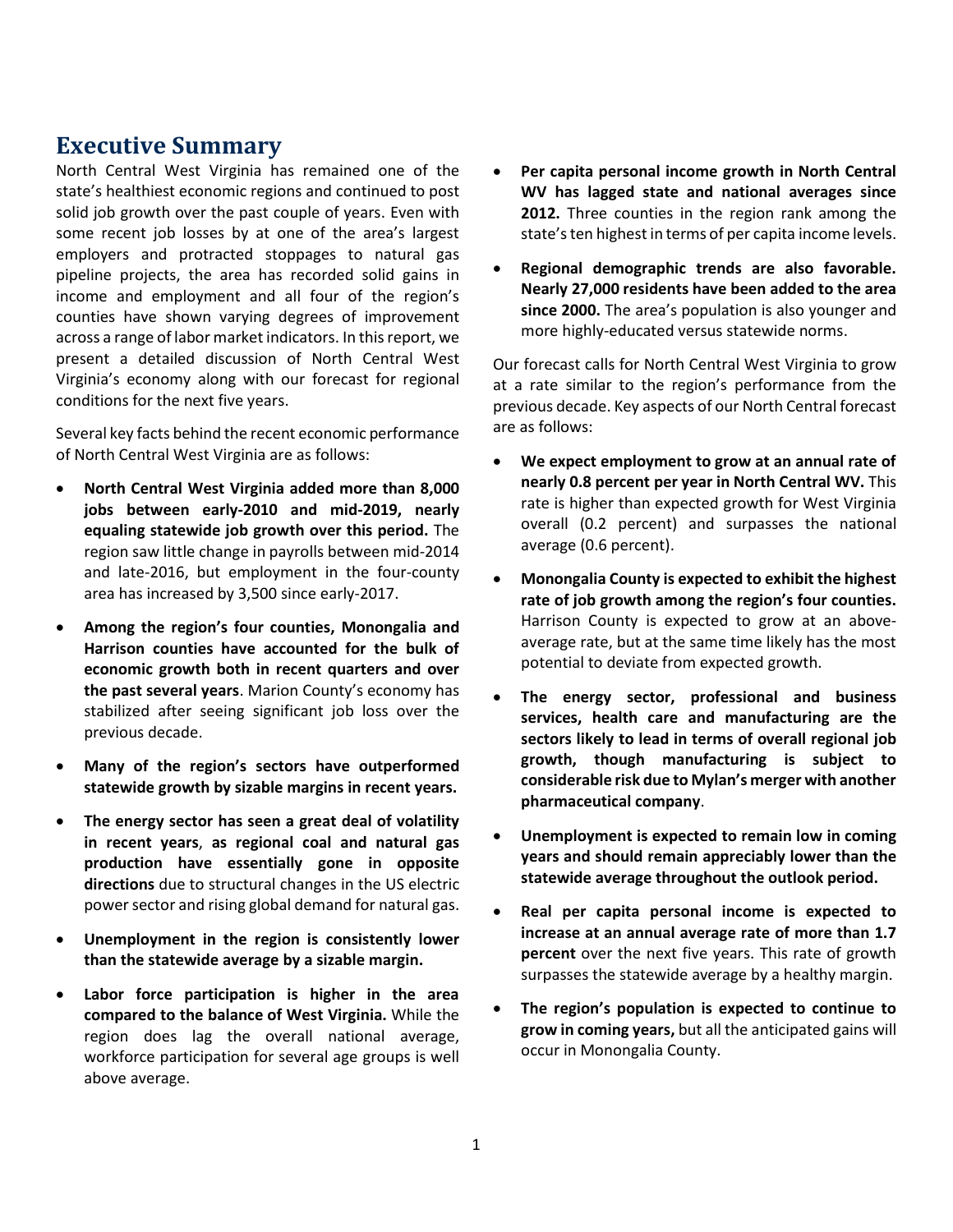## Executive Summary

North Central West Virginia has remained one of the state's healthiest economic regions and continued to post solid job growth over the past couple of years. Even with some recent job losses by at one of the area's largest employers and protracted stoppages to natural gas pipeline projects, the area has recorded solid gains in income and employment and all four of the region's counties have shown varying degrees of improvement across a range of labor market indicators. In this report, we present a detailed discussion of North Central West Virginia's economy along with our forecast for regional conditions for the next five years.

Several key facts behind the recent economic performance of North Central West Virginia are as follows:

- **North Central West Virginia added more than 8,000 jobs between early-2010 and mid-2019, nearly equaling statewide job growth over this period.** The region saw little change in payrolls between mid-2014 and late-2016, but employment in the four-county area has increased by 3,500 since early-2017.
- **Among the region's four counties, Monongalia and Harrison counties have accounted for the bulk of economic growth both in recent quarters and over the past several years**. Marion County's economy has stabilized after seeing significant job loss over the previous decade.
- **Many of the region's sectors have outperformed statewide growth by sizable margins in recent years.**
- **The energy sector has seen a great deal of volatility in recent years**, **as regional coal and natural gas production have essentially gone in opposite directions** due to structural changes in the US electric power sector and rising global demand for natural gas.
- **Unemployment in the region is consistently lower than the statewide average by a sizable margin.**
- **Labor force participation is higher in the area compared to the balance of West Virginia.** While the region does lag the overall national average, workforce participation for several age groups is well above average.
- **Per capita personal income growth in North Central WV has lagged state and national averages since 2012.** Three counties in the region rank among the state's ten highest in terms of per capita income levels.
- **Regional demographic trends are also favorable. Nearly 27,000 residents have been added to the area since 2000.** The area's population is also younger and more highly-educated versus statewide norms.

Our forecast calls for North Central West Virginia to grow at a rate similar to the region's performance from the previous decade. Key aspects of our North Central forecast are as follows:

- **We expect employment to grow at an annual rate of nearly 0.8 percent per year in North Central WV.** This rate is higher than expected growth for West Virginia overall (0.2 percent) and surpasses the national average (0.6 percent).
- **Monongalia County is expected to exhibit the highest rate of job growth among the region's four counties.** Harrison County is expected to grow at an above-average rate, but at the same time likely has the most potential to deviate from expected growth.
- **The energy sector, professional and business services, health care and manufacturing are the sectors likely to lead in terms of overall regional job growth, though manufacturing is subject to considerable risk due to Mylan's merger with another pharmaceutical company**.
- **Unemployment is expected to remain low in coming years and should remain appreciably lower than the statewide average throughout the outlook period.**
- **Real per capita personal income is expected to increase at an annual average rate of more than 1.7 percent** over the next five years. This rate of growth surpasses the statewide average by a healthy margin.
- **The region's population is expected to continue to grow in coming years,** but all the anticipated gains will occur in Monongalia County.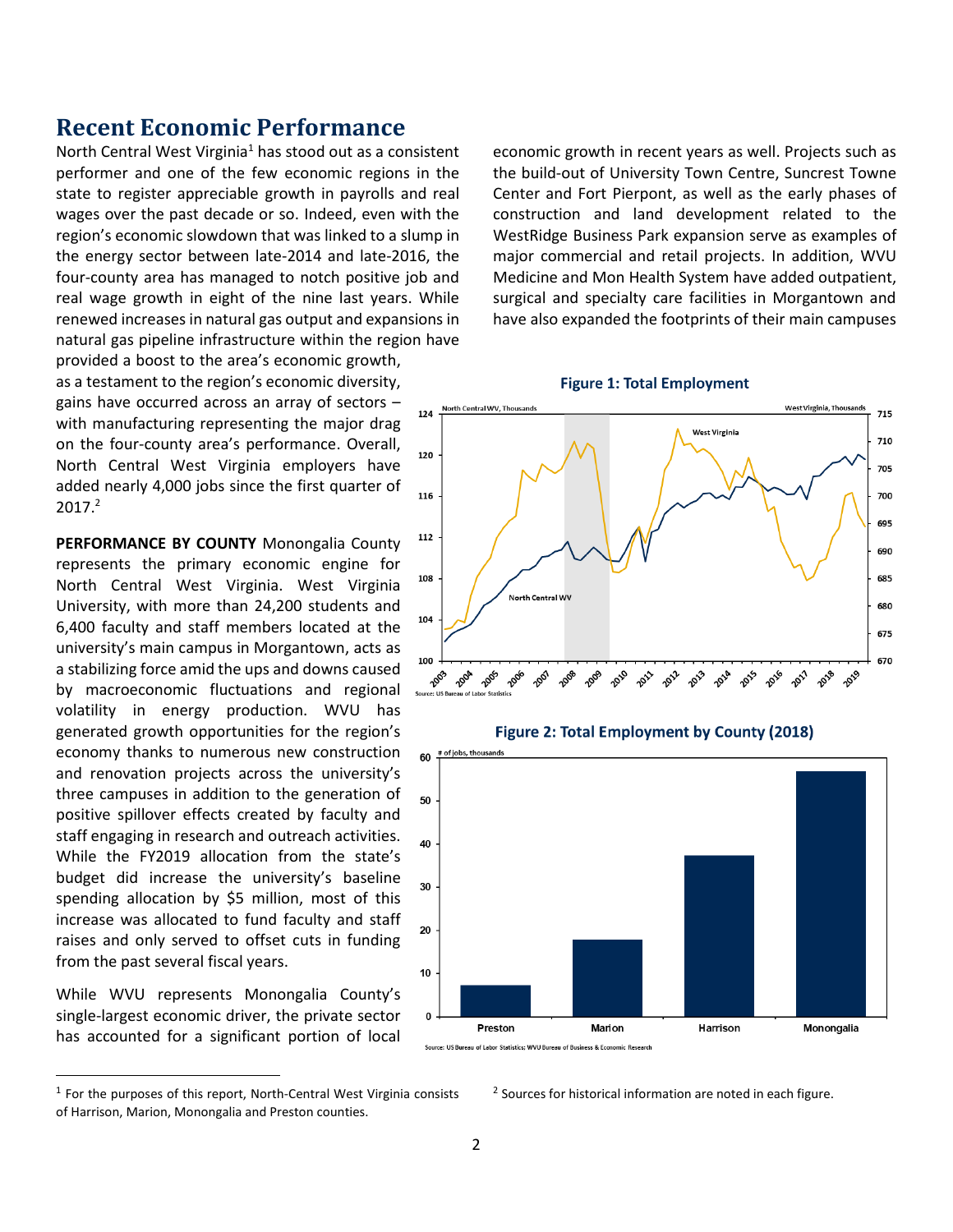## Recent Economic Performance

North Central West Virginia[1] has stood out as a consistent performer and one of the few economic regions in the state to register appreciable growth in payrolls and real wages over the past decade or so. Indeed, even with the region's economic slowdown that was linked to a slump in the energy sector between late-2014 and late-2016, the four-county area has managed to notch positive job and real wage growth in eight of the nine last years. While renewed increases in natural gas output and expansions in natural gas pipeline infrastructure within the region have provided a boost to the area's economic growth, as a testament to the region's economic diversity, gains have occurred across an array of sectors – with manufacturing representing the major drag on the four-county area's performance. Overall, North Central West Virginia employers have added nearly 4,000 jobs since the first quarter of 2017.[2]

**PERFORMANCE BY COUNTY** Monongalia County represents the primary economic engine for North Central West Virginia. West Virginia University, with more than 24,200 students and 6,400 faculty and staff members located at the university's main campus in Morgantown, acts as a stabilizing force amid the ups and downs caused by macroeconomic fluctuations and regional volatility in energy production. WVU has generated growth opportunities for the region's economy thanks to numerous new construction and renovation projects across the university's three campuses in addition to the generation of positive spillover effects created by faculty and staff engaging in research and outreach activities. While the FY2019 allocation from the state's budget did increase the university's baseline spending allocation by $5 million, most of this increase was allocated to fund faculty and staff raises and only served to offset cuts in funding from the past several fiscal years.

While WVU represents Monongalia County's single-largest economic driver, the private sector has accounted for a significant portion of local economic growth in recent years as well. Projects such as the build-out of University Town Centre, Suncrest Towne Center and Fort Pierpont, as well as the early phases of construction and land development related to the WestRidge Business Park expansion serve as examples of major commercial and retail projects. In addition, WVU Medicine and Mon Health System have added outpatient, surgical and specialty care facilities in Morgantown and have also expanded the footprints of their main campuses

**Figure 1: Total Employment**

**Figure 2: Total Employment by County (2018)**

[1] For the purposes of this report, North-Central West Virginia consists of Harrison, Marion, Monongalia and Preston counties.

[2] Sources for historical information are noted in each figure.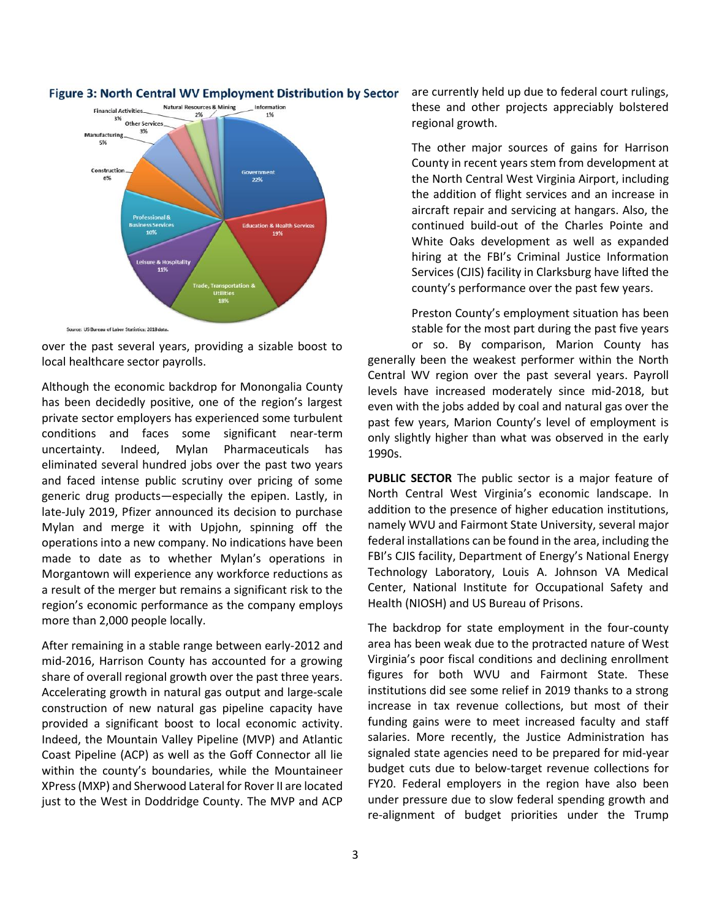**Figure 3: North Central WV Employment Distribution by Sector**

Source: US Bureau of Labor Statistics; 2018 data.

over the past several years, providing a sizable boost to local healthcare sector payrolls.

Although the economic backdrop for Monongalia County has been decidedly positive, one of the region's largest private sector employers has experienced some turbulent conditions and faces some significant near-term uncertainty. Indeed, Mylan Pharmaceuticals has eliminated several hundred jobs over the past two years and faced intense public scrutiny over pricing of some generic drug products—especially the epipen. Lastly, in late-July 2019, Pfizer announced its decision to purchase Mylan and merge it with Upjohn, spinning off the operations into a new company. No indications have been made to date as to whether Mylan's operations in Morgantown will experience any workforce reductions as a result of the merger but remains a significant risk to the region's economic performance as the company employs more than 2,000 people locally.

After remaining in a stable range between early-2012 and mid-2016, Harrison County has accounted for a growing share of overall regional growth over the past three years. Accelerating growth in natural gas output and large-scale construction of new natural gas pipeline capacity have provided a significant boost to local economic activity. Indeed, the Mountain Valley Pipeline (MVP) and Atlantic Coast Pipeline (ACP) as well as the Goff Connector all lie within the county's boundaries, while the Mountaineer XPress (MXP) and Sherwood Lateral for Rover II are located just to the West in Doddridge County. The MVP and ACP are currently held up due to federal court rulings, these and other projects appreciably bolstered regional growth.

The other major sources of gains for Harrison County in recent years stem from development at the North Central West Virginia Airport, including the addition of flight services and an increase in aircraft repair and servicing at hangars. Also, the continued build-out of the Charles Pointe and White Oaks development as well as expanded hiring at the FBI's Criminal Justice Information Services (CJIS) facility in Clarksburg have lifted the county's performance over the past few years.

Preston County's employment situation has been stable for the most part during the past five years or so. By comparison, Marion County has generally been the weakest performer within the North Central WV region over the past several years. Payroll levels have increased moderately since mid-2018, but even with the jobs added by coal and natural gas over the past few years, Marion County's level of employment is only slightly higher than what was observed in the early 1990s.

**PUBLIC SECTOR** The public sector is a major feature of North Central West Virginia's economic landscape. In addition to the presence of higher education institutions, namely WVU and Fairmont State University, several major federal installations can be found in the area, including the FBI's CJIS facility, Department of Energy's National Energy Technology Laboratory, Louis A. Johnson VA Medical Center, National Institute for Occupational Safety and Health (NIOSH) and US Bureau of Prisons.

The backdrop for state employment in the four-county area has been weak due to the protracted nature of West Virginia's poor fiscal conditions and declining enrollment figures for both WVU and Fairmont State. These institutions did see some relief in 2019 thanks to a strong increase in tax revenue collections, but most of their funding gains were to meet increased faculty and staff salaries. More recently, the Justice Administration has signaled state agencies need to be prepared for mid-year budget cuts due to below-target revenue collections for FY20. Federal employers in the region have also been under pressure due to slow federal spending growth and re-alignment of budget priorities under the Trump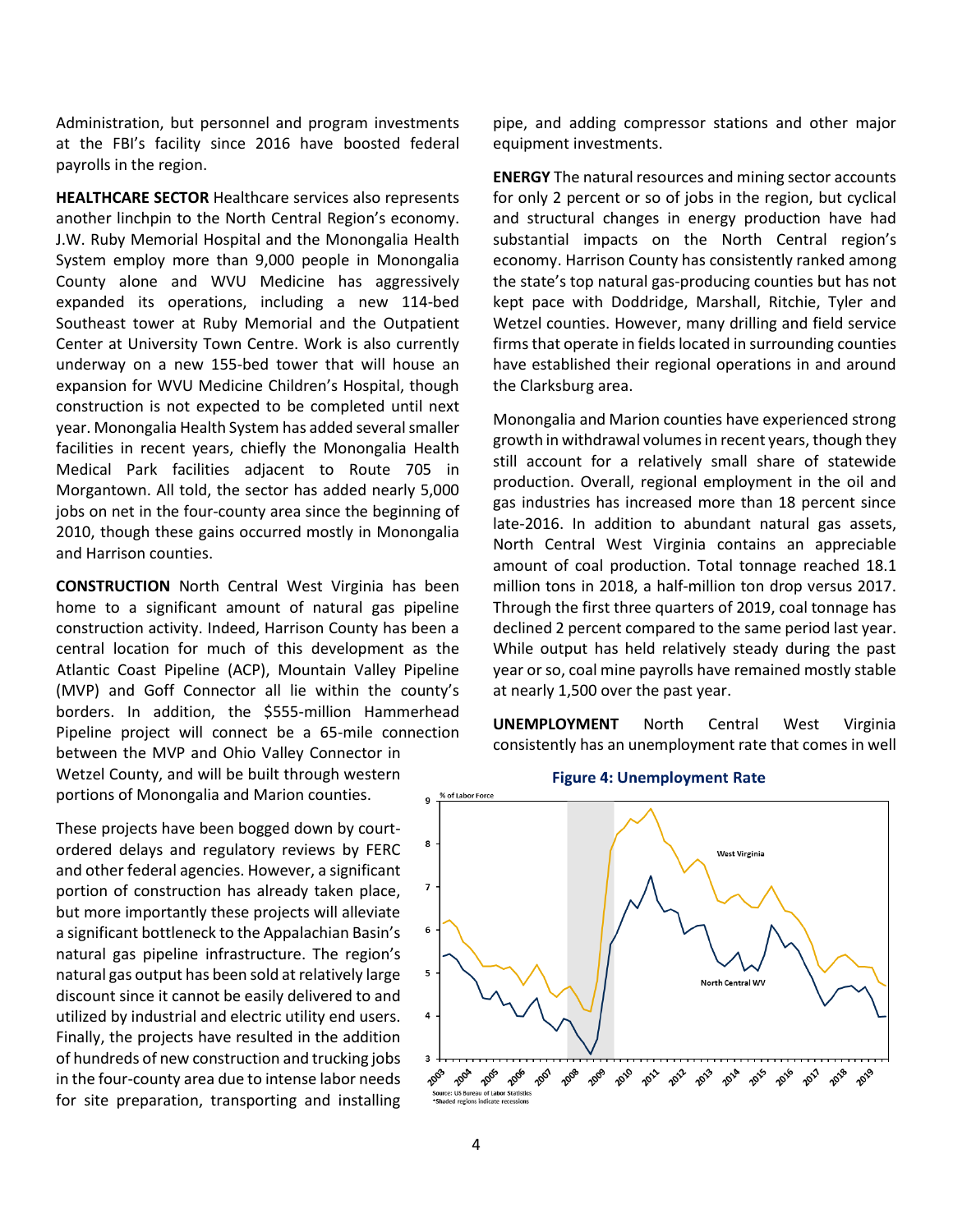Administration, but personnel and program investments at the FBI's facility since 2016 have boosted federal payrolls in the region.

**HEALTHCARE SECTOR** Healthcare services also represents another linchpin to the North Central Region's economy. J.W. Ruby Memorial Hospital and the Monongalia Health System employ more than 9,000 people in Monongalia County alone and WVU Medicine has aggressively expanded its operations, including a new 114-bed Southeast tower at Ruby Memorial and the Outpatient Center at University Town Centre. Work is also currently underway on a new 155-bed tower that will house an expansion for WVU Medicine Children's Hospital, though construction is not expected to be completed until next year. Monongalia Health System has added several smaller facilities in recent years, chiefly the Monongalia Health Medical Park facilities adjacent to Route 705 in Morgantown. All told, the sector has added nearly 5,000 jobs on net in the four-county area since the beginning of 2010, though these gains occurred mostly in Monongalia and Harrison counties.

**CONSTRUCTION** North Central West Virginia has been home to a significant amount of natural gas pipeline construction activity. Indeed, Harrison County has been a central location for much of this development as the Atlantic Coast Pipeline (ACP), Mountain Valley Pipeline (MVP) and Goff Connector all lie within the county's borders. In addition, the $555-million Hammerhead Pipeline project will connect be a 65-mile connection between the MVP and Ohio Valley Connector in Wetzel County, and will be built through western portions of Monongalia and Marion counties.

These projects have been bogged down by court-ordered delays and regulatory reviews by FERC and other federal agencies. However, a significant portion of construction has already taken place, but more importantly these projects will alleviate a significant bottleneck to the Appalachian Basin's natural gas pipeline infrastructure. The region's natural gas output has been sold at relatively large discount since it cannot be easily delivered to and utilized by industrial and electric utility end users. Finally, the projects have resulted in the addition of hundreds of new construction and trucking jobs in the four-county area due to intense labor needs for site preparation, transporting and installing pipe, and adding compressor stations and other major equipment investments.

**ENERGY** The natural resources and mining sector accounts for only 2 percent or so of jobs in the region, but cyclical and structural changes in energy production have had substantial impacts on the North Central region's economy. Harrison County has consistently ranked among the state's top natural gas-producing counties but has not kept pace with Doddridge, Marshall, Ritchie, Tyler and Wetzel counties. However, many drilling and field service firms that operate in fields located in surrounding counties have established their regional operations in and around the Clarksburg area.

Monongalia and Marion counties have experienced strong growth in withdrawal volumes in recent years, though they still account for a relatively small share of statewide production. Overall, regional employment in the oil and gas industries has increased more than 18 percent since late-2016. In addition to abundant natural gas assets, North Central West Virginia contains an appreciable amount of coal production. Total tonnage reached 18.1 million tons in 2018, a half-million ton drop versus 2017. Through the first three quarters of 2019, coal tonnage has declined 2 percent compared to the same period last year. While output has held relatively steady during the past year or so, coal mine payrolls have remained mostly stable at nearly 1,500 over the past year.

**UNEMPLOYMENT** North Central West Virginia consistently has an unemployment rate that comes in well

**Figure 4: Unemployment Rate**

Source: US Bureau of Labor Statistics
*Shaded regions indicate recessions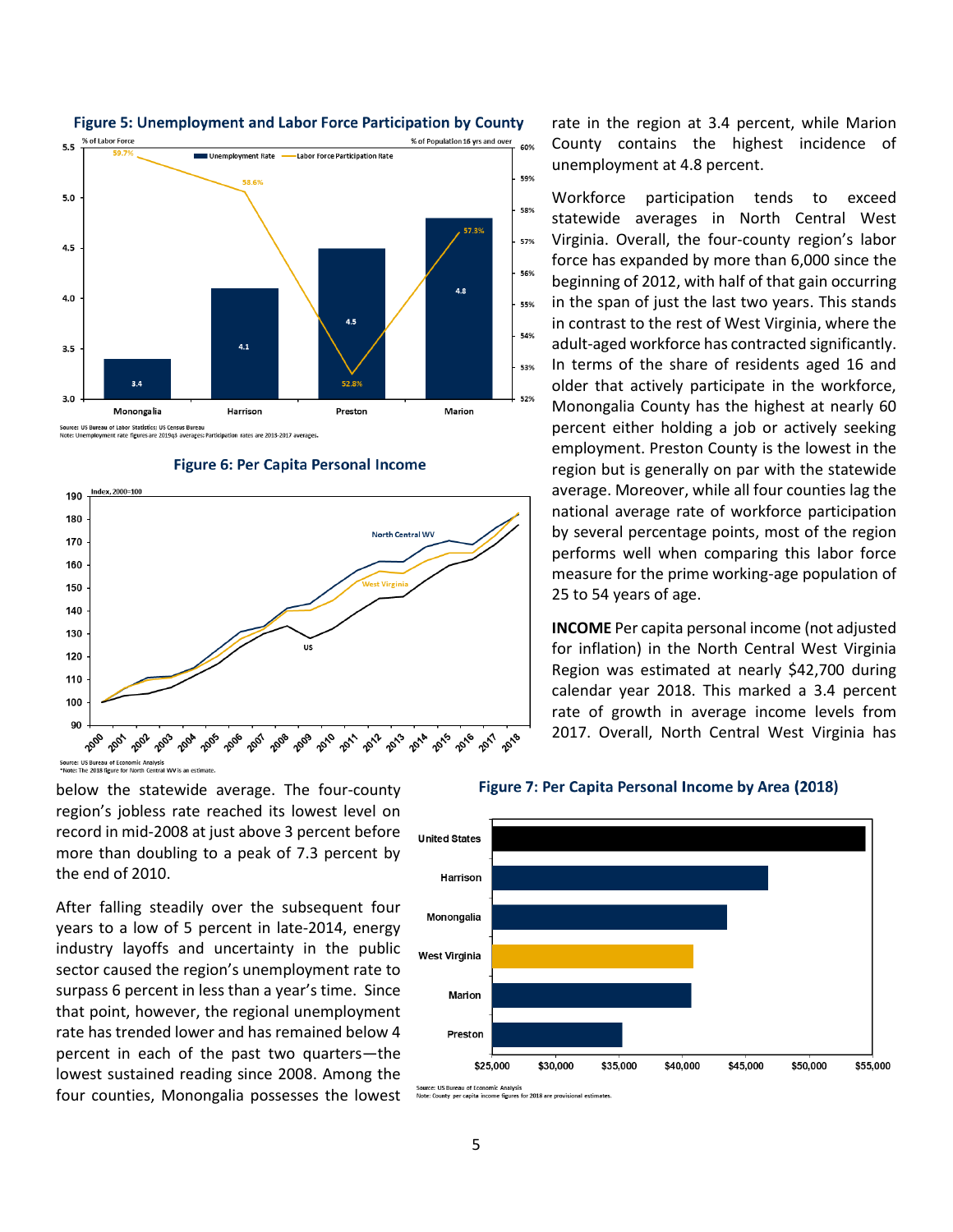**Figure 5: Unemployment and Labor Force Participation by County**

Source: US Bureau of Labor Statistics; US Census Bureau
Note: Unemployment rate figures are 2019q3 averages; Participation rates are 2013-2017 averages.

**Figure 6: Per Capita Personal Income**

Source: US Bureau of Economic Analysis
*Note: The 2018 figure for North Central WV is an estimate.

below the statewide average. The four-county region's jobless rate reached its lowest level on record in mid-2008 at just above 3 percent before more than doubling to a peak of 7.3 percent by the end of 2010.

After falling steadily over the subsequent four years to a low of 5 percent in late-2014, energy industry layoffs and uncertainty in the public sector caused the region's unemployment rate to surpass 6 percent in less than a year's time. Since that point, however, the regional unemployment rate has trended lower and has remained below 4 percent in each of the past two quarters—the lowest sustained reading since 2008. Among the four counties, Monongalia possesses the lowest rate in the region at 3.4 percent, while Marion County contains the highest incidence of unemployment at 4.8 percent.

Workforce participation tends to exceed statewide averages in North Central West Virginia. Overall, the four-county region's labor force has expanded by more than 6,000 since the beginning of 2012, with half of that gain occurring in the span of just the last two years. This stands in contrast to the rest of West Virginia, where the adult-aged workforce has contracted significantly. In terms of the share of residents aged 16 and older that actively participate in the workforce, Monongalia County has the highest at nearly 60 percent either holding a job or actively seeking employment. Preston County is the lowest in the region but is generally on par with the statewide average. Moreover, while all four counties lag the national average rate of workforce participation by several percentage points, most of the region performs well when comparing this labor force measure for the prime working-age population of 25 to 54 years of age.

**INCOME** Per capita personal income (not adjusted for inflation) in the North Central West Virginia Region was estimated at nearly $42,700 during calendar year 2018. This marked a 3.4 percent rate of growth in average income levels from 2017. Overall, North Central West Virginia has

**Figure 7: Per Capita Personal Income by Area (2018)**

Source: US Bureau of Economic Analysis
Note: County per capita income figures for 2018 are provisional estimates.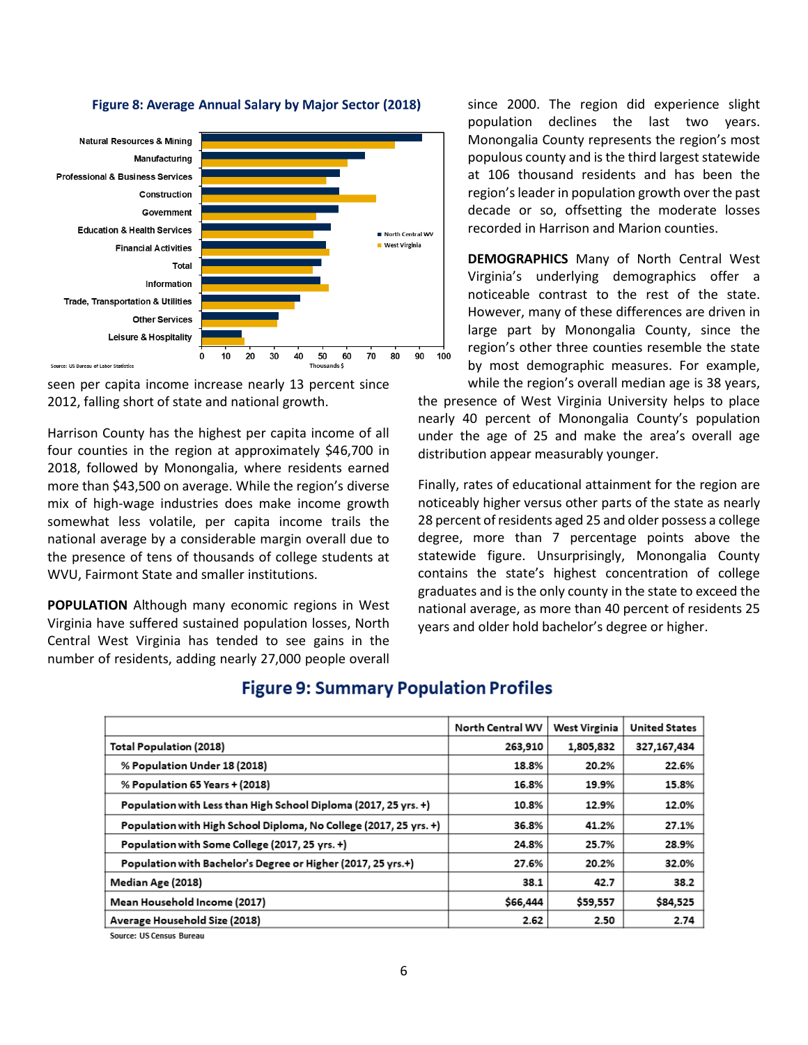**Figure 8: Average Annual Salary by Major Sector (2018)**

Source: US Bureau of Labor Statistics

seen per capita income increase nearly 13 percent since 2012, falling short of state and national growth.

Harrison County has the highest per capita income of all four counties in the region at approximately $46,700 in 2018, followed by Monongalia, where residents earned more than $43,500 on average. While the region's diverse mix of high-wage industries does make income growth somewhat less volatile, per capita income trails the national average by a considerable margin overall due to the presence of tens of thousands of college students at WVU, Fairmont State and smaller institutions.

**POPULATION** Although many economic regions in West Virginia have suffered sustained population losses, North Central West Virginia has tended to see gains in the number of residents, adding nearly 27,000 people overall since 2000. The region did experience slight population declines the last two years. Monongalia County represents the region's most populous county and is the third largest statewide at 106 thousand residents and has been the region's leader in population growth over the past decade or so, offsetting the moderate losses recorded in Harrison and Marion counties.

**DEMOGRAPHICS** Many of North Central West Virginia's underlying demographics offer a noticeable contrast to the rest of the state. However, many of these differences are driven in large part by Monongalia County, since the region's other three counties resemble the state by most demographic measures. For example, while the region's overall median age is 38 years, the presence of West Virginia University helps to place nearly 40 percent of Monongalia County's population under the age of 25 and make the area's overall age distribution appear measurably younger.

Finally, rates of educational attainment for the region are noticeably higher versus other parts of the state as nearly 28 percent of residents aged 25 and older possess a college degree, more than 7 percentage points above the statewide figure. Unsurprisingly, Monongalia County contains the state's highest concentration of college graduates and is the only county in the state to exceed the national average, as more than 40 percent of residents 25 years and older hold bachelor's degree or higher.

## Figure 9: Summary Population Profiles

| | North Central WV | West Virginia | United States |
|---|---|---|---|
| Total Population (2018) | 263,910 | 1,805,832 | 327,167,434 |
| % Population Under 18 (2018) | 18.8% | 20.2% | 22.6% |
| % Population 65 Years + (2018) | 16.8% | 19.9% | 15.8% |
| Population with Less than High School Diploma (2017, 25 yrs. +) | 10.8% | 12.9% | 12.0% |
| Population with High School Diploma, No College (2017, 25 yrs. +) | 36.8% | 41.2% | 27.1% |
| Population with Some College (2017, 25 yrs. +) | 24.8% | 25.7% | 28.9% |
| Population with Bachelor's Degree or Higher (2017, 25 yrs.+) | 27.6% | 20.2% | 32.0% |
| Median Age (2018) | 38.1 | 42.7 | 38.2 |
| Mean Household Income (2017) | $66,444 | $59,557 | $84,525 |
| Average Household Size (2018) | 2.62 | 2.50 | 2.74 |

Source: US Census Bureau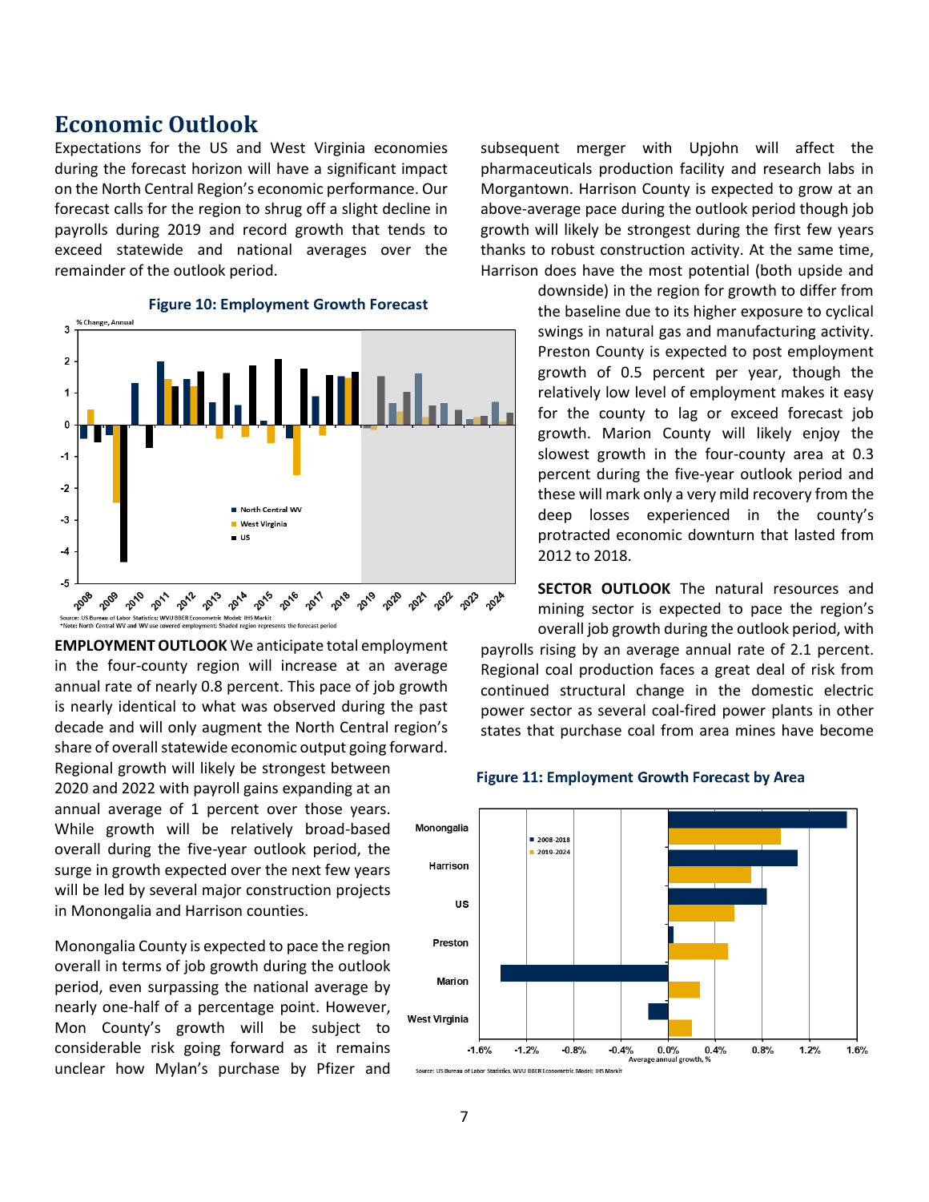## Economic Outlook

Expectations for the US and West Virginia economies during the forecast horizon will have a significant impact on the North Central Region's economic performance. Our forecast calls for the region to shrug off a slight decline in payrolls during 2019 and record growth that tends to exceed statewide and national averages over the remainder of the outlook period.

**Figure 10: Employment Growth Forecast**

Source: US Bureau of Labor Statistics; WVU BBER Econometric Model; IHS Markit
*Note: North Central WV and WV use covered employment; Shaded region represents the forecast period

**EMPLOYMENT OUTLOOK** We anticipate total employment in the four-county region will increase at an average annual rate of nearly 0.8 percent. This pace of job growth is nearly identical to what was observed during the past decade and will only augment the North Central region's share of overall statewide economic output going forward. Regional growth will likely be strongest between 2020 and 2022 with payroll gains expanding at an annual average of 1 percent over those years. While growth will be relatively broad-based overall during the five-year outlook period, the surge in growth expected over the next few years will be led by several major construction projects in Monongalia and Harrison counties.

Monongalia County is expected to pace the region overall in terms of job growth during the outlook period, even surpassing the national average by nearly one-half of a percentage point. However, Mon County's growth will be subject to considerable risk going forward as it remains unclear how Mylan's purchase by Pfizer and subsequent merger with Upjohn will affect the pharmaceuticals production facility and research labs in Morgantown. Harrison County is expected to grow at an above-average pace during the outlook period though job growth will likely be strongest during the first few years thanks to robust construction activity. At the same time, Harrison does have the most potential (both upside and downside) in the region for growth to differ from the baseline due to its higher exposure to cyclical swings in natural gas and manufacturing activity. Preston County is expected to post employment growth of 0.5 percent per year, though the relatively low level of employment makes it easy for the county to lag or exceed forecast job growth. Marion County will likely enjoy the slowest growth in the four-county area at 0.3 percent during the five-year outlook period and these will mark only a very mild recovery from the deep losses experienced in the county's protracted economic downturn that lasted from 2012 to 2018.

**SECTOR OUTLOOK** The natural resources and mining sector is expected to pace the region's overall job growth during the outlook period, with payrolls rising by an average annual rate of 2.1 percent. Regional coal production faces a great deal of risk from continued structural change in the domestic electric power sector as several coal-fired power plants in other states that purchase coal from area mines have become

**Figure 11: Employment Growth Forecast by Area**

Source: US Bureau of Labor Statistics, WVU BBER Econometric Model; IHS Markit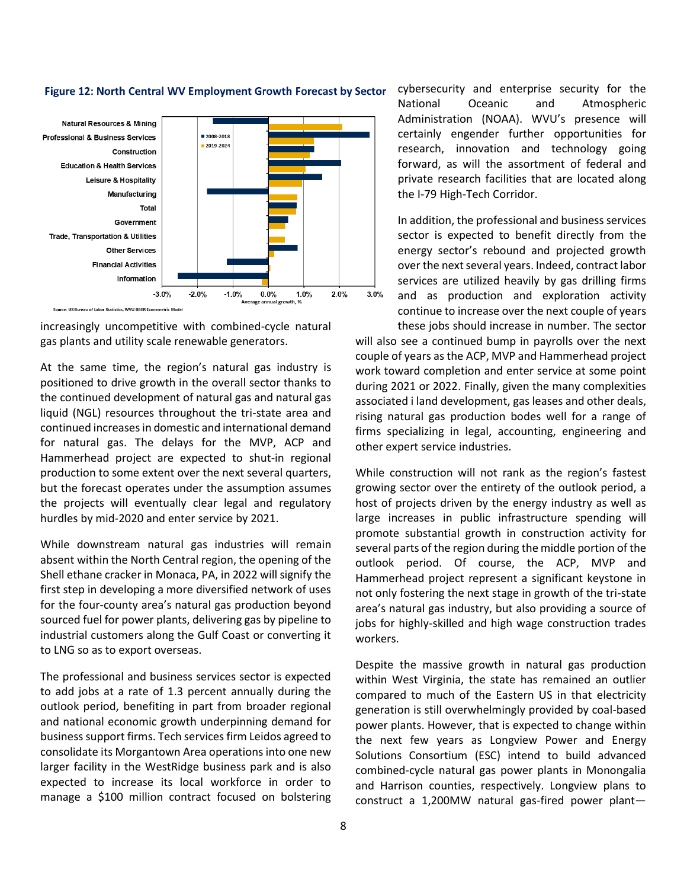**Figure 12: North Central WV Employment Growth Forecast by Sector**

Source: US Bureau of Labor Statistics, WVU BBER Econometric Model

increasingly uncompetitive with combined-cycle natural gas plants and utility scale renewable generators.

At the same time, the region's natural gas industry is positioned to drive growth in the overall sector thanks to the continued development of natural gas and natural gas liquid (NGL) resources throughout the tri-state area and continued increases in domestic and international demand for natural gas. The delays for the MVP, ACP and Hammerhead project are expected to shut-in regional production to some extent over the next several quarters, but the forecast operates under the assumption assumes the projects will eventually clear legal and regulatory hurdles by mid-2020 and enter service by 2021.

While downstream natural gas industries will remain absent within the North Central region, the opening of the Shell ethane cracker in Monaca, PA, in 2022 will signify the first step in developing a more diversified network of uses for the four-county area's natural gas production beyond sourced fuel for power plants, delivering gas by pipeline to industrial customers along the Gulf Coast or converting it to LNG so as to export overseas.

The professional and business services sector is expected to add jobs at a rate of 1.3 percent annually during the outlook period, benefiting in part from broader regional and national economic growth underpinning demand for business support firms. Tech services firm Leidos agreed to consolidate its Morgantown Area operations into one new larger facility in the WestRidge business park and is also expected to increase its local workforce in order to manage a $100 million contract focused on bolstering cybersecurity and enterprise security for the National Oceanic and Atmospheric Administration (NOAA). WVU's presence will certainly engender further opportunities for research, innovation and technology going forward, as will the assortment of federal and private research facilities that are located along the I-79 High-Tech Corridor.

In addition, the professional and business services sector is expected to benefit directly from the energy sector's rebound and projected growth over the next several years. Indeed, contract labor services are utilized heavily by gas drilling firms and as production and exploration activity continue to increase over the next couple of years these jobs should increase in number. The sector will also see a continued bump in payrolls over the next couple of years as the ACP, MVP and Hammerhead project work toward completion and enter service at some point during 2021 or 2022. Finally, given the many complexities associated i land development, gas leases and other deals, rising natural gas production bodes well for a range of firms specializing in legal, accounting, engineering and other expert service industries.

While construction will not rank as the region's fastest growing sector over the entirety of the outlook period, a host of projects driven by the energy industry as well as large increases in public infrastructure spending will promote substantial growth in construction activity for several parts of the region during the middle portion of the outlook period. Of course, the ACP, MVP and Hammerhead project represent a significant keystone in not only fostering the next stage in growth of the tri-state area's natural gas industry, but also providing a source of jobs for highly-skilled and high wage construction trades workers.

Despite the massive growth in natural gas production within West Virginia, the state has remained an outlier compared to much of the Eastern US in that electricity generation is still overwhelmingly provided by coal-based power plants. However, that is expected to change within the next few years as Longview Power and Energy Solutions Consortium (ESC) intend to build advanced combined-cycle natural gas power plants in Monongalia and Harrison counties, respectively. Longview plans to construct a 1,200MW natural gas-fired power plant—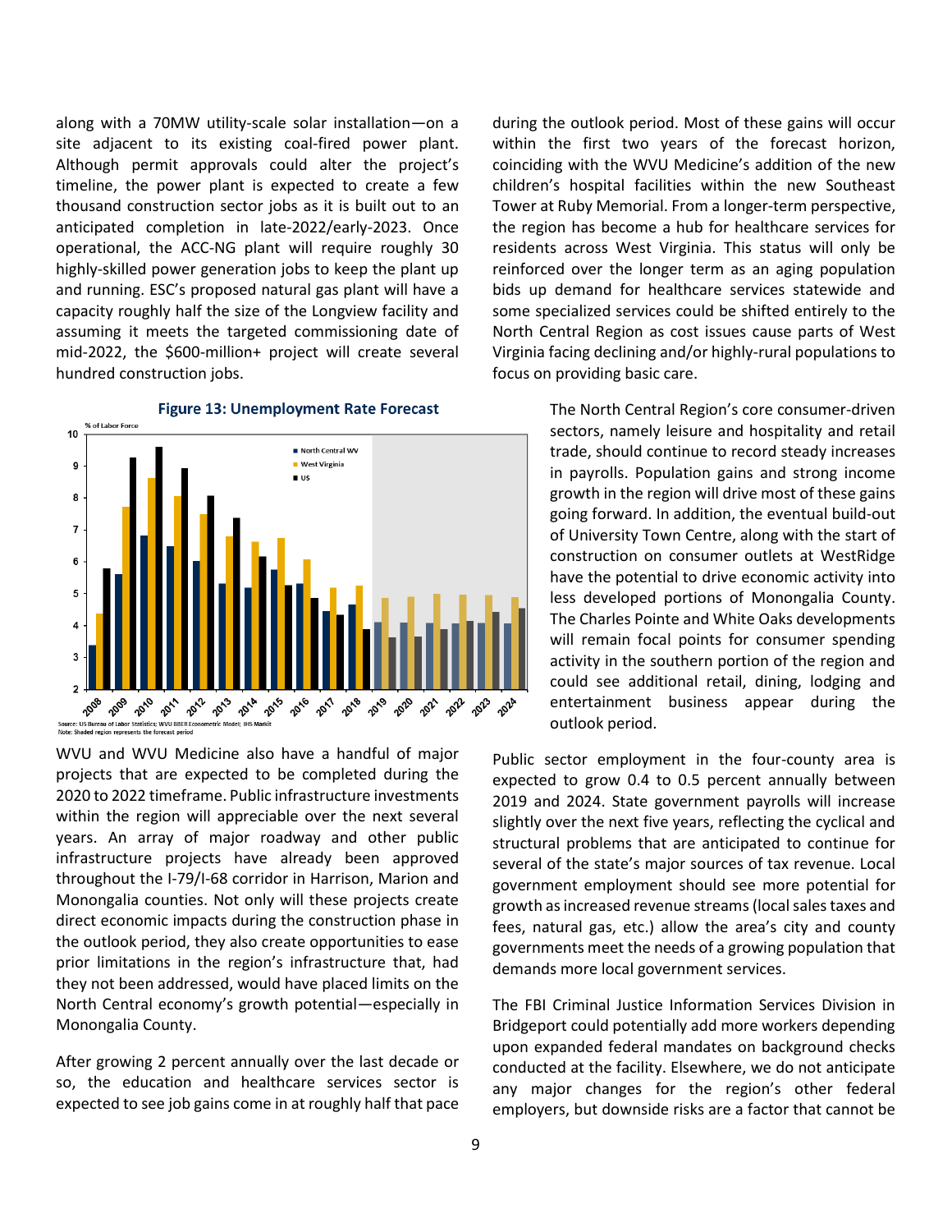along with a 70MW utility-scale solar installation—on a site adjacent to its existing coal-fired power plant. Although permit approvals could alter the project's timeline, the power plant is expected to create a few thousand construction sector jobs as it is built out to an anticipated completion in late-2022/early-2023. Once operational, the ACC-NG plant will require roughly 30 highly-skilled power generation jobs to keep the plant up and running. ESC's proposed natural gas plant will have a capacity roughly half the size of the Longview facility and assuming it meets the targeted commissioning date of mid-2022, the $600-million+ project will create several hundred construction jobs.

**Figure 13: Unemployment Rate Forecast**

Source: US Bureau of Labor Statistics; WVU BBER Econometric Model; IHS Markit
Note: Shaded region represents the forecast period

WVU and WVU Medicine also have a handful of major projects that are expected to be completed during the 2020 to 2022 timeframe. Public infrastructure investments within the region will appreciable over the next several years. An array of major roadway and other public infrastructure projects have already been approved throughout the I-79/I-68 corridor in Harrison, Marion and Monongalia counties. Not only will these projects create direct economic impacts during the construction phase in the outlook period, they also create opportunities to ease prior limitations in the region's infrastructure that, had they not been addressed, would have placed limits on the North Central economy's growth potential—especially in Monongalia County.

After growing 2 percent annually over the last decade or so, the education and healthcare services sector is expected to see job gains come in at roughly half that pace during the outlook period. Most of these gains will occur within the first two years of the forecast horizon, coinciding with the WVU Medicine's addition of the new children's hospital facilities within the new Southeast Tower at Ruby Memorial. From a longer-term perspective, the region has become a hub for healthcare services for residents across West Virginia. This status will only be reinforced over the longer term as an aging population bids up demand for healthcare services statewide and some specialized services could be shifted entirely to the North Central Region as cost issues cause parts of West Virginia facing declining and/or highly-rural populations to focus on providing basic care.

The North Central Region's core consumer-driven sectors, namely leisure and hospitality and retail trade, should continue to record steady increases in payrolls. Population gains and strong income growth in the region will drive most of these gains going forward. In addition, the eventual build-out of University Town Centre, along with the start of construction on consumer outlets at WestRidge have the potential to drive economic activity into less developed portions of Monongalia County. The Charles Pointe and White Oaks developments will remain focal points for consumer spending activity in the southern portion of the region and could see additional retail, dining, lodging and entertainment business appear during the outlook period.

Public sector employment in the four-county area is expected to grow 0.4 to 0.5 percent annually between 2019 and 2024. State government payrolls will increase slightly over the next five years, reflecting the cyclical and structural problems that are anticipated to continue for several of the state's major sources of tax revenue. Local government employment should see more potential for growth as increased revenue streams (local sales taxes and fees, natural gas, etc.) allow the area's city and county governments meet the needs of a growing population that demands more local government services.

The FBI Criminal Justice Information Services Division in Bridgeport could potentially add more workers depending upon expanded federal mandates on background checks conducted at the facility. Elsewhere, we do not anticipate any major changes for the region's other federal employers, but downside risks are a factor that cannot be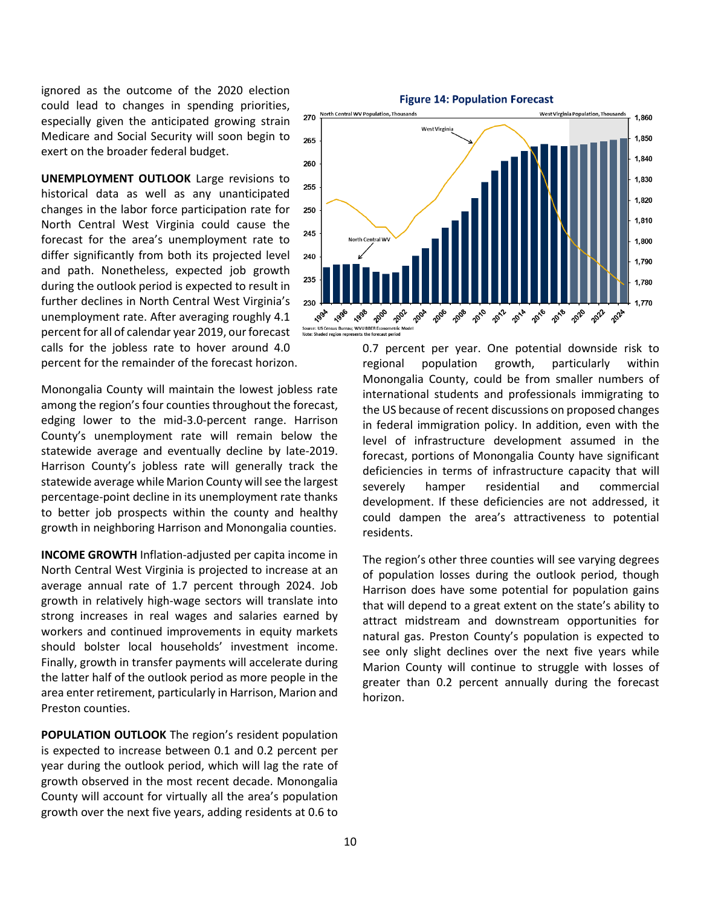ignored as the outcome of the 2020 election could lead to changes in spending priorities, especially given the anticipated growing strain Medicare and Social Security will soon begin to exert on the broader federal budget.

**UNEMPLOYMENT OUTLOOK** Large revisions to historical data as well as any unanticipated changes in the labor force participation rate for North Central West Virginia could cause the forecast for the area's unemployment rate to differ significantly from both its projected level and path. Nonetheless, expected job growth during the outlook period is expected to result in further declines in North Central West Virginia's unemployment rate. After averaging roughly 4.1 percent for all of calendar year 2019, our forecast calls for the jobless rate to hover around 4.0 percent for the remainder of the forecast horizon.

**Figure 14: Population Forecast**

North Central WV Population, Thousands

West Virginia Population, Thousands

West Virginia

North Central WV

270
265
260
255
250
245
240
235
230

1,860
1,850
1,840
1,830
1,820
1,810
1,800
1,790
1,780
1,770

1994 1996 1998 2000 2002 2004 2006 2008 2010 2012 2014 2016 2018 2020 2022 2024

Source: US Census Bureau; WVU BBER Econometric Model
Note: Shaded region represents the forecast period

Monongalia County will maintain the lowest jobless rate among the region's four counties throughout the forecast, edging lower to the mid-3.0-percent range. Harrison County's unemployment rate will remain below the statewide average and eventually decline by late-2019. Harrison County's jobless rate will generally track the statewide average while Marion County will see the largest percentage-point decline in its unemployment rate thanks to better job prospects within the county and healthy growth in neighboring Harrison and Monongalia counties.

**INCOME GROWTH** Inflation-adjusted per capita income in North Central West Virginia is projected to increase at an average annual rate of 1.7 percent through 2024. Job growth in relatively high-wage sectors will translate into strong increases in real wages and salaries earned by workers and continued improvements in equity markets should bolster local households' investment income. Finally, growth in transfer payments will accelerate during the latter half of the outlook period as more people in the area enter retirement, particularly in Harrison, Marion and Preston counties.

**POPULATION OUTLOOK** The region's resident population is expected to increase between 0.1 and 0.2 percent per year during the outlook period, which will lag the rate of growth observed in the most recent decade. Monongalia County will account for virtually all the area's population growth over the next five years, adding residents at 0.6 to 0.7 percent per year. One potential downside risk to regional population growth, particularly within Monongalia County, could be from smaller numbers of international students and professionals immigrating to the US because of recent discussions on proposed changes in federal immigration policy. In addition, even with the level of infrastructure development assumed in the forecast, portions of Monongalia County have significant deficiencies in terms of infrastructure capacity that will severely hamper residential and commercial development. If these deficiencies are not addressed, it could dampen the area's attractiveness to potential residents.

The region's other three counties will see varying degrees of population losses during the outlook period, though Harrison does have some potential for population gains that will depend to a great extent on the state's ability to attract midstream and downstream opportunities for natural gas. Preston County's population is expected to see only slight declines over the next five years while Marion County will continue to struggle with losses of greater than 0.2 percent annually during the forecast horizon.